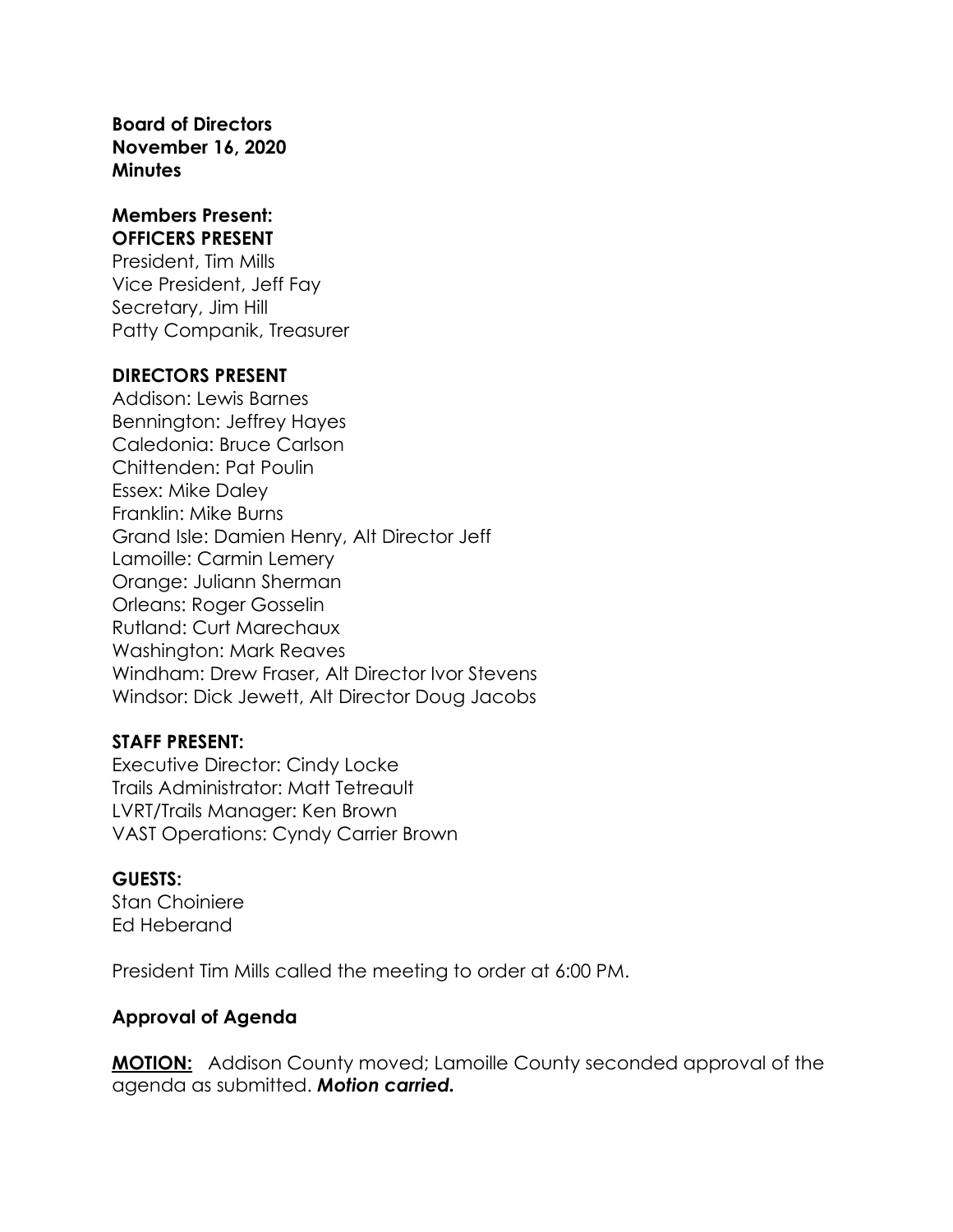**Board of Directors**
**November 16, 2020**
**Minutes**

**Members Present:**
**OFFICERS PRESENT**
President, Tim Mills
Vice President, Jeff Fay
Secretary, Jim Hill
Patty Companik, Treasurer

**DIRECTORS PRESENT**
Addison: Lewis Barnes
Bennington: Jeffrey Hayes
Caledonia: Bruce Carlson
Chittenden: Pat Poulin
Essex: Mike Daley
Franklin: Mike Burns
Grand Isle: Damien Henry, Alt Director Jeff
Lamoille: Carmin Lemery
Orange: Juliann Sherman
Orleans: Roger Gosselin
Rutland: Curt Marechaux
Washington: Mark Reaves
Windham: Drew Fraser, Alt Director Ivor Stevens
Windsor: Dick Jewett, Alt Director Doug Jacobs

**STAFF PRESENT:**
Executive Director: Cindy Locke
Trails Administrator: Matt Tetreault
LVRT/Trails Manager: Ken Brown
VAST Operations: Cyndy Carrier Brown

**GUESTS:**
Stan Choiniere
Ed Heberand

President Tim Mills called the meeting to order at 6:00 PM.

**Approval of Agenda**

**MOTION:** Addison County moved; Lamoille County seconded approval of the agenda as submitted. ***Motion carried.***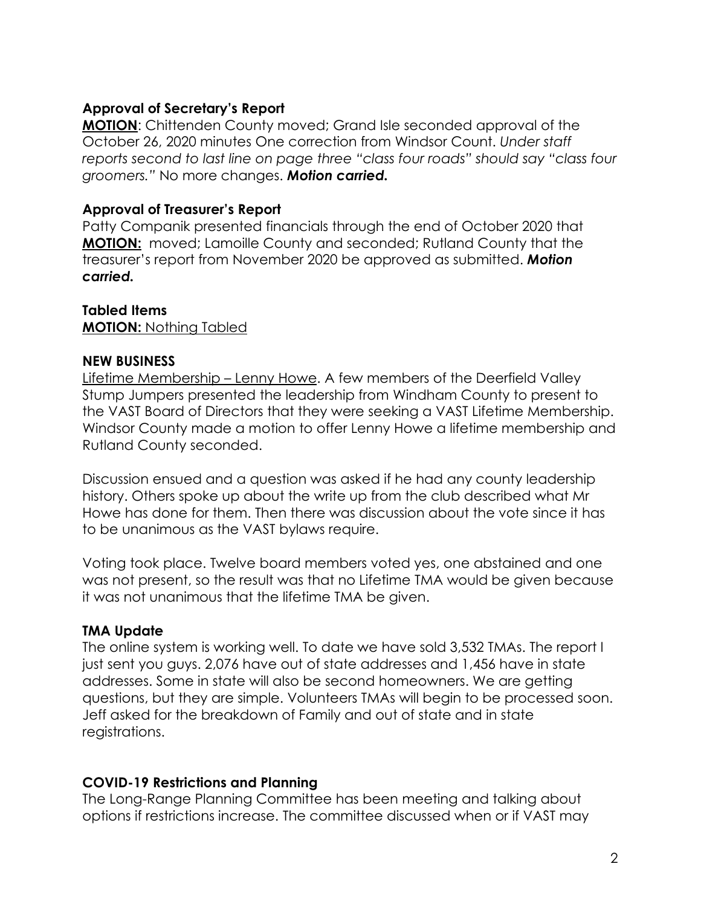### Approval of Secretary's Report

**MOTION**: Chittenden County moved; Grand Isle seconded approval of the October 26, 2020 minutes One correction from Windsor Count. *Under staff reports second to last line on page three "class four roads" should say "class four groomers."* No more changes. ***Motion carried.***

### Approval of Treasurer's Report

Patty Companik presented financials through the end of October 2020 that **MOTION:** moved; Lamoille County and seconded; Rutland County that the treasurer's report from November 2020 be approved as submitted. ***Motion carried.***

### Tabled Items

**MOTION:** Nothing Tabled

### NEW BUSINESS

Lifetime Membership – Lenny Howe. A few members of the Deerfield Valley Stump Jumpers presented the leadership from Windham County to present to the VAST Board of Directors that they were seeking a VAST Lifetime Membership. Windsor County made a motion to offer Lenny Howe a lifetime membership and Rutland County seconded.

Discussion ensued and a question was asked if he had any county leadership history. Others spoke up about the write up from the club described what Mr Howe has done for them. Then there was discussion about the vote since it has to be unanimous as the VAST bylaws require.

Voting took place. Twelve board members voted yes, one abstained and one was not present, so the result was that no Lifetime TMA would be given because it was not unanimous that the lifetime TMA be given.

### TMA Update

The online system is working well. To date we have sold 3,532 TMAs. The report I just sent you guys. 2,076 have out of state addresses and 1,456 have in state addresses. Some in state will also be second homeowners. We are getting questions, but they are simple. Volunteers TMAs will begin to be processed soon. Jeff asked for the breakdown of Family and out of state and in state registrations.

### COVID-19 Restrictions and Planning

The Long-Range Planning Committee has been meeting and talking about options if restrictions increase. The committee discussed when or if VAST may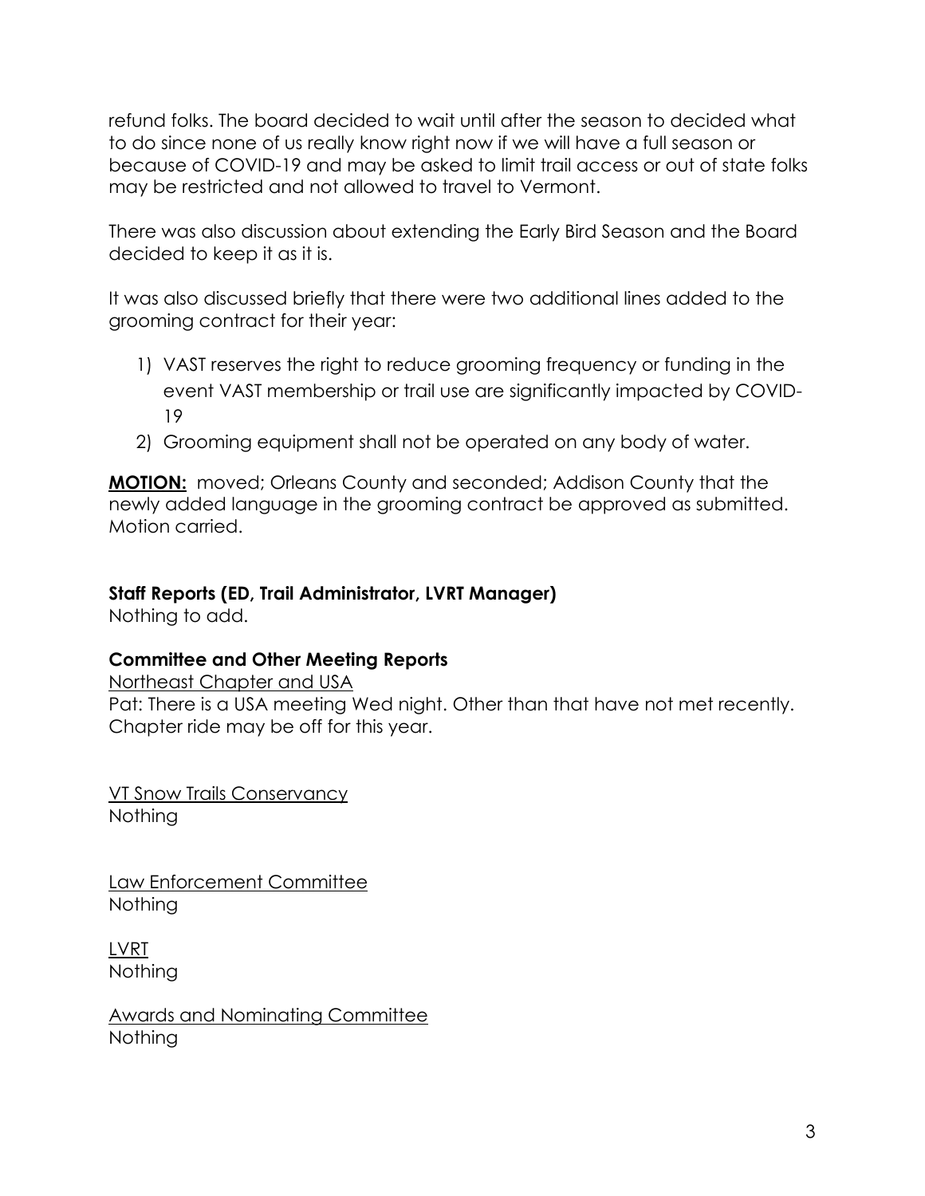refund folks. The board decided to wait until after the season to decided what to do since none of us really know right now if we will have a full season or because of COVID-19 and may be asked to limit trail access or out of state folks may be restricted and not allowed to travel to Vermont.

There was also discussion about extending the Early Bird Season and the Board decided to keep it as it is.

It was also discussed briefly that there were two additional lines added to the grooming contract for their year:

1) VAST reserves the right to reduce grooming frequency or funding in the event VAST membership or trail use are significantly impacted by COVID-19
2) Grooming equipment shall not be operated on any body of water.

**MOTION:** moved; Orleans County and seconded; Addison County that the newly added language in the grooming contract be approved as submitted. Motion carried.

**Staff Reports (ED, Trail Administrator, LVRT Manager)**

Nothing to add.

**Committee and Other Meeting Reports**

Northeast Chapter and USA

Pat: There is a USA meeting Wed night. Other than that have not met recently. Chapter ride may be off for this year.

VT Snow Trails Conservancy

Nothing

Law Enforcement Committee

Nothing

LVRT

Nothing

Awards and Nominating Committee

Nothing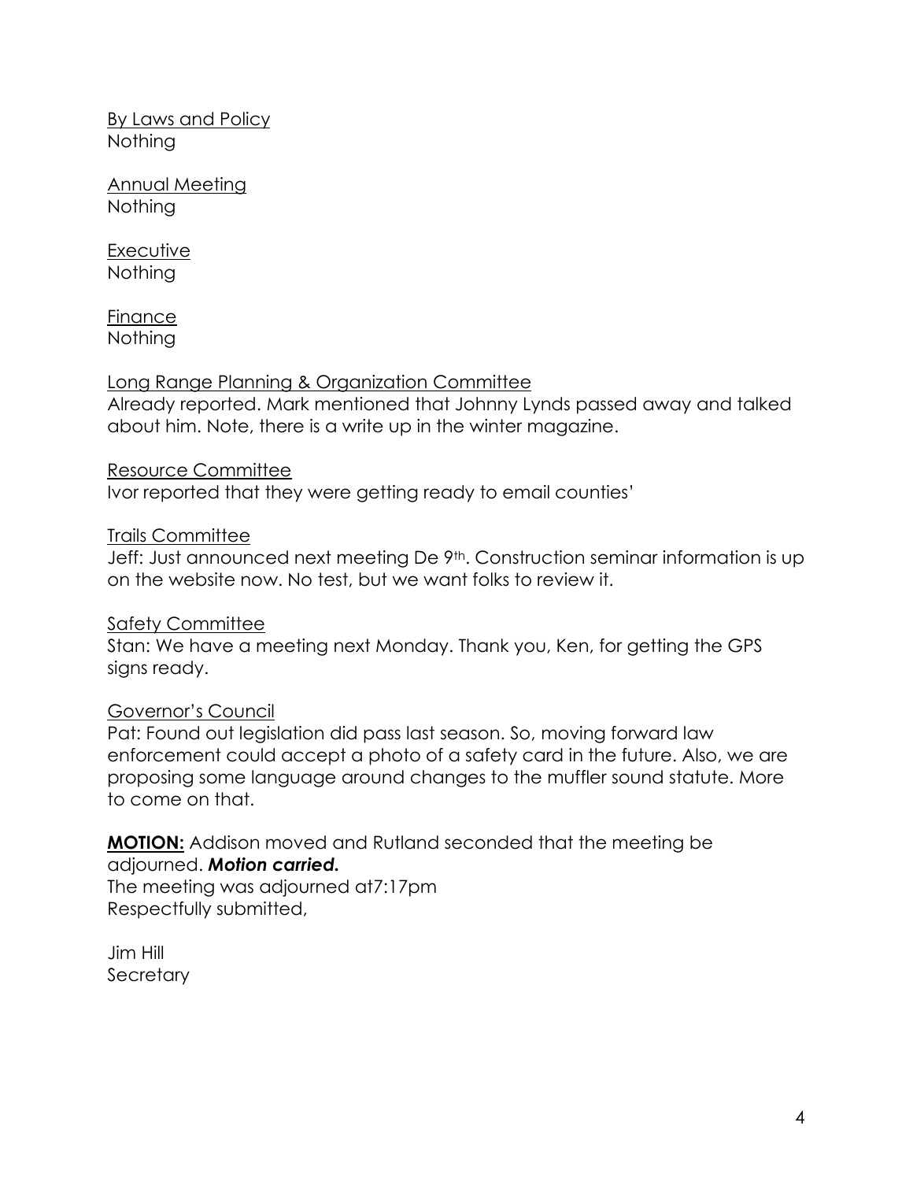By Laws and Policy
Nothing

Annual Meeting
Nothing

Executive
Nothing

Finance
Nothing

Long Range Planning & Organization Committee
Already reported. Mark mentioned that Johnny Lynds passed away and talked about him. Note, there is a write up in the winter magazine.

Resource Committee
Ivor reported that they were getting ready to email counties'

Trails Committee
Jeff: Just announced next meeting De 9th. Construction seminar information is up on the website now. No test, but we want folks to review it.

Safety Committee
Stan: We have a meeting next Monday. Thank you, Ken, for getting the GPS signs ready.

Governor's Council
Pat: Found out legislation did pass last season. So, moving forward law enforcement could accept a photo of a safety card in the future. Also, we are proposing some language around changes to the muffler sound statute. More to come on that.

**MOTION:** Addison moved and Rutland seconded that the meeting be adjourned. ***Motion carried.***
The meeting was adjourned at7:17pm
Respectfully submitted,

Jim Hill
Secretary